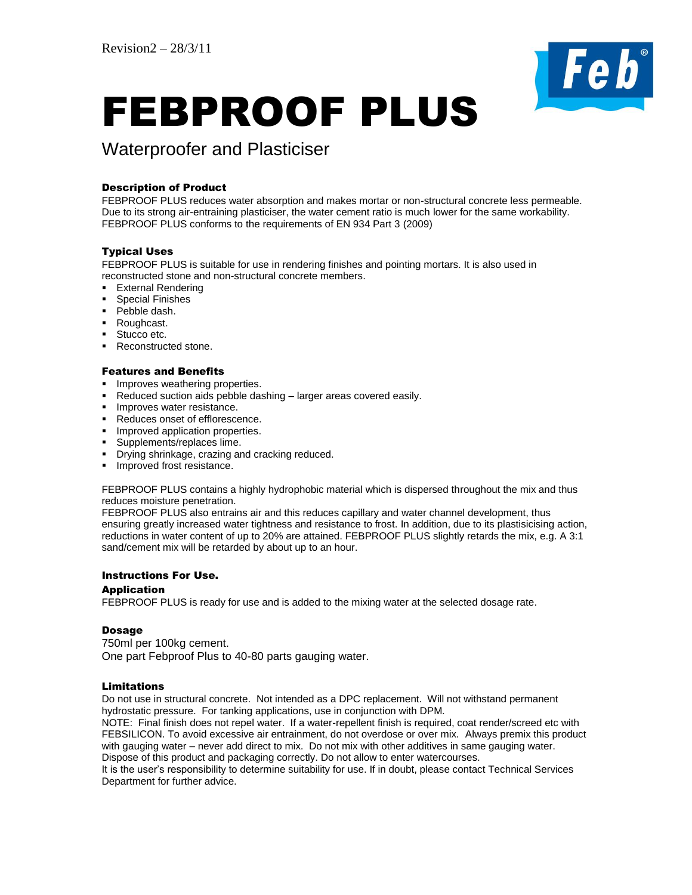Revision2 – 28/3/11

# FEBPROOF PLUS

## Waterproofer and Plasticiser

### Description of Product

FEBPROOF PLUS reduces water absorption and makes mortar or non-structural concrete less permeable. Due to its strong air-entraining plasticiser, the water cement ratio is much lower for the same workability. FEBPROOF PLUS conforms to the requirements of EN 934 Part 3 (2009)

### Typical Uses

FEBPROOF PLUS is suitable for use in rendering finishes and pointing mortars. It is also used in reconstructed stone and non-structural concrete members.

- External Rendering
- Special Finishes
- Pebble dash.
- Roughcast.
- Stucco etc.
- Reconstructed stone.

### Features and Benefits

- Improves weathering properties.
- Reduced suction aids pebble dashing – larger areas covered easily.
- Improves water resistance.
- Reduces onset of efflorescence.
- Improved application properties.
- Supplements/replaces lime.
- Drying shrinkage, crazing and cracking reduced.
- Improved frost resistance.

FEBPROOF PLUS contains a highly hydrophobic material which is dispersed throughout the mix and thus reduces moisture penetration.
FEBPROOF PLUS also entrains air and this reduces capillary and water channel development, thus ensuring greatly increased water tightness and resistance to frost. In addition, due to its plastisicising action, reductions in water content of up to 20% are attained. FEBPROOF PLUS slightly retards the mix, e.g. A 3:1 sand/cement mix will be retarded by about up to an hour.

### Instructions For Use.

### Application

FEBPROOF PLUS is ready for use and is added to the mixing water at the selected dosage rate.

### Dosage

750ml per 100kg cement.
One part Febproof Plus to 40-80 parts gauging water.

### Limitations

Do not use in structural concrete. Not intended as a DPC replacement. Will not withstand permanent hydrostatic pressure. For tanking applications, use in conjunction with DPM.
NOTE: Final finish does not repel water. If a water-repellent finish is required, coat render/screed etc with FEBSILICON. To avoid excessive air entrainment, do not overdose or over mix. Always premix this product with gauging water – never add direct to mix. Do not mix with other additives in same gauging water. Dispose of this product and packaging correctly. Do not allow to enter watercourses.
It is the user's responsibility to determine suitability for use. If in doubt, please contact Technical Services Department for further advice.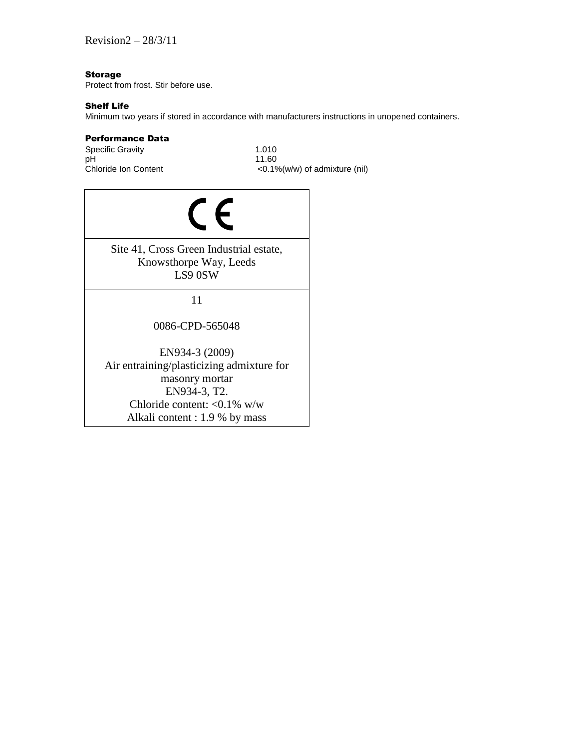Revision2 – 28/3/11

### Storage

Protect from frost. Stir before use.

### Shelf Life

Minimum two years if stored in accordance with manufacturers instructions in unopened containers.

### Performance Data

| | |
|---|---|
| Specific Gravity | 1.010 |
| pH | 11.60 |
| Chloride Ion Content | <0.1%(w/w) of admixture (nil) |

CE

Site 41, Cross Green Industrial estate,
Knowsthorpe Way, Leeds
LS9 0SW

11

0086-CPD-565048

EN934-3 (2009)
Air entraining/plasticizing admixture for masonry mortar
EN934-3, T2.
Chloride content: <0.1% w/w
Alkali content : 1.9 % by mass